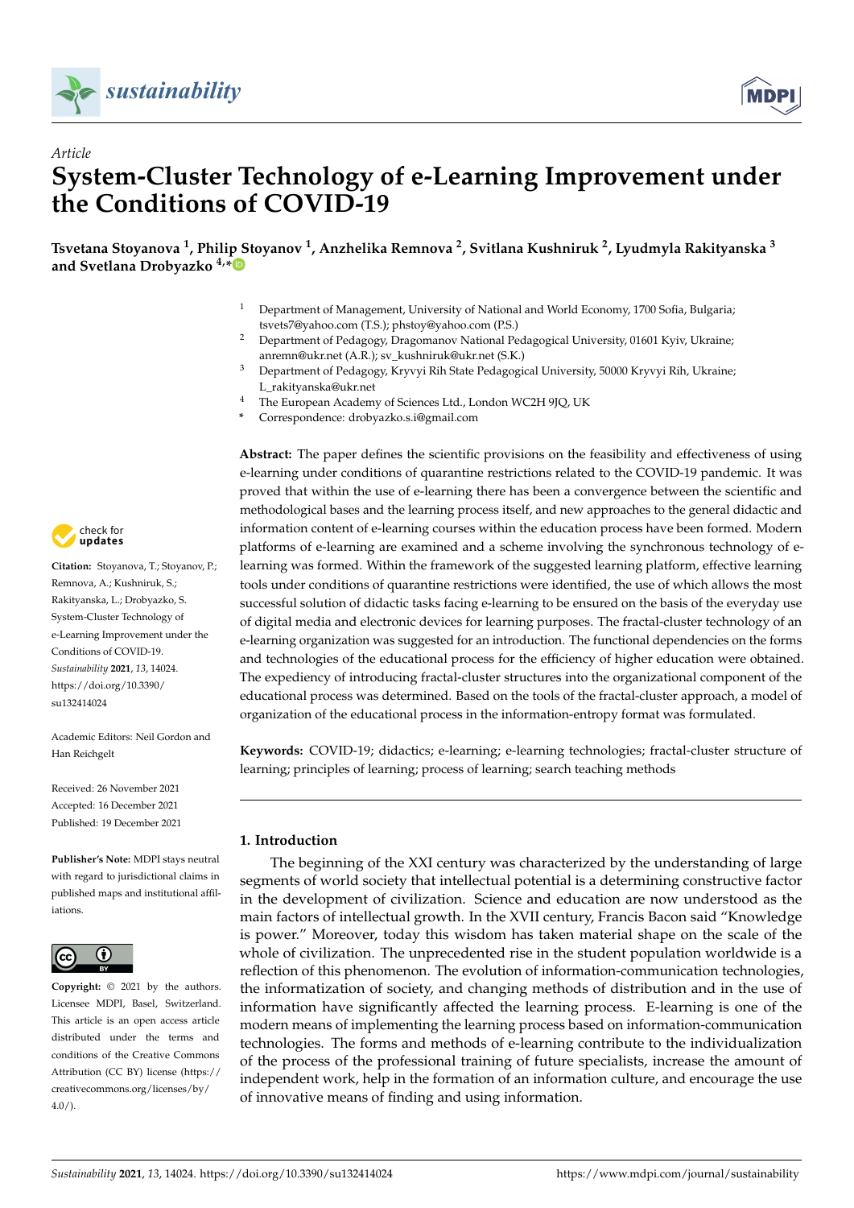*Article*

# System-Cluster Technology of e-Learning Improvement under the Conditions of COVID-19

**Tsvetana Stoyanova [1], Philip Stoyanov [1], Anzhelika Remnova [2], Svitlana Kushniruk [2], Lyudmyla Rakityanska [3] and Svetlana Drobyazko [4,*]**

[1] Department of Management, University of National and World Economy, 1700 Sofia, Bulgaria; tsvets7@yahoo.com (T.S.); phstoy@yahoo.com (P.S.)
[2] Department of Pedagogy, Dragomanov National Pedagogical University, 01601 Kyiv, Ukraine; anremn@ukr.net (A.R.); sv_kushniruk@ukr.net (S.K.)
[3] Department of Pedagogy, Kryvyi Rih State Pedagogical University, 50000 Kryvyi Rih, Ukraine; L_rakityanska@ukr.net
[4] The European Academy of Sciences Ltd., London WC2H 9JQ, UK
* Correspondence: drobyazko.s.i@gmail.com

**Citation:** Stoyanova, T.; Stoyanov, P.; Remnova, A.; Kushniruk, S.; Rakityanska, L.; Drobyazko, S. System-Cluster Technology of e-Learning Improvement under the Conditions of COVID-19. *Sustainability* **2021**, *13*, 14024. https://doi.org/10.3390/su132414024

Academic Editors: Neil Gordon and Han Reichgelt

Received: 26 November 2021
Accepted: 16 December 2021
Published: 19 December 2021

**Publisher's Note:** MDPI stays neutral with regard to jurisdictional claims in published maps and institutional affiliations.

**Copyright:** © 2021 by the authors. Licensee MDPI, Basel, Switzerland. This article is an open access article distributed under the terms and conditions of the Creative Commons Attribution (CC BY) license (https://creativecommons.org/licenses/by/4.0/).

**Abstract:** The paper defines the scientific provisions on the feasibility and effectiveness of using e-learning under conditions of quarantine restrictions related to the COVID-19 pandemic. It was proved that within the use of e-learning there has been a convergence between the scientific and methodological bases and the learning process itself, and new approaches to the general didactic and information content of e-learning courses within the education process have been formed. Modern platforms of e-learning are examined and a scheme involving the synchronous technology of e-learning was formed. Within the framework of the suggested learning platform, effective learning tools under conditions of quarantine restrictions were identified, the use of which allows the most successful solution of didactic tasks facing e-learning to be ensured on the basis of the everyday use of digital media and electronic devices for learning purposes. The fractal-cluster technology of an e-learning organization was suggested for an introduction. The functional dependencies on the forms and technologies of the educational process for the efficiency of higher education were obtained. The expediency of introducing fractal-cluster structures into the organizational component of the educational process was determined. Based on the tools of the fractal-cluster approach, a model of organization of the educational process in the information-entropy format was formulated.

**Keywords:** COVID-19; didactics; e-learning; e-learning technologies; fractal-cluster structure of learning; principles of learning; process of learning; search teaching methods

## 1. Introduction

The beginning of the XXI century was characterized by the understanding of large segments of world society that intellectual potential is a determining constructive factor in the development of civilization. Science and education are now understood as the main factors of intellectual growth. In the XVII century, Francis Bacon said "Knowledge is power." Moreover, today this wisdom has taken material shape on the scale of the whole of civilization. The unprecedented rise in the student population worldwide is a reflection of this phenomenon. The evolution of information-communication technologies, the informatization of society, and changing methods of distribution and in the use of information have significantly affected the learning process. E-learning is one of the modern means of implementing the learning process based on information-communication technologies. The forms and methods of e-learning contribute to the individualization of the process of the professional training of future specialists, increase the amount of independent work, help in the formation of an information culture, and encourage the use of innovative means of finding and using information.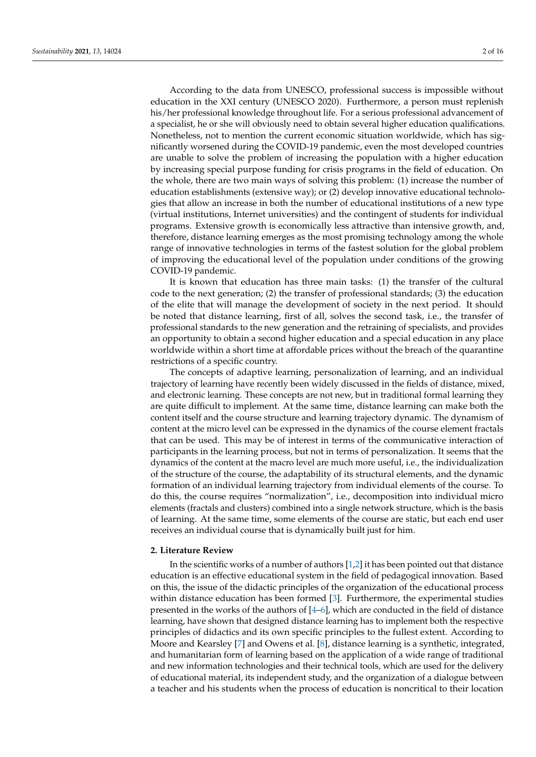According to the data from UNESCO, professional success is impossible without education in the XXI century (UNESCO 2020). Furthermore, a person must replenish his/her professional knowledge throughout life. For a serious professional advancement of a specialist, he or she will obviously need to obtain several higher education qualifications. Nonetheless, not to mention the current economic situation worldwide, which has significantly worsened during the COVID-19 pandemic, even the most developed countries are unable to solve the problem of increasing the population with a higher education by increasing special purpose funding for crisis programs in the field of education. On the whole, there are two main ways of solving this problem: (1) increase the number of education establishments (extensive way); or (2) develop innovative educational technologies that allow an increase in both the number of educational institutions of a new type (virtual institutions, Internet universities) and the contingent of students for individual programs. Extensive growth is economically less attractive than intensive growth, and, therefore, distance learning emerges as the most promising technology among the whole range of innovative technologies in terms of the fastest solution for the global problem of improving the educational level of the population under conditions of the growing COVID-19 pandemic.

It is known that education has three main tasks: (1) the transfer of the cultural code to the next generation; (2) the transfer of professional standards; (3) the education of the elite that will manage the development of society in the next period. It should be noted that distance learning, first of all, solves the second task, i.e., the transfer of professional standards to the new generation and the retraining of specialists, and provides an opportunity to obtain a second higher education and a special education in any place worldwide within a short time at affordable prices without the breach of the quarantine restrictions of a specific country.

The concepts of adaptive learning, personalization of learning, and an individual trajectory of learning have recently been widely discussed in the fields of distance, mixed, and electronic learning. These concepts are not new, but in traditional formal learning they are quite difficult to implement. At the same time, distance learning can make both the content itself and the course structure and learning trajectory dynamic. The dynamism of content at the micro level can be expressed in the dynamics of the course element fractals that can be used. This may be of interest in terms of the communicative interaction of participants in the learning process, but not in terms of personalization. It seems that the dynamics of the content at the macro level are much more useful, i.e., the individualization of the structure of the course, the adaptability of its structural elements, and the dynamic formation of an individual learning trajectory from individual elements of the course. To do this, the course requires "normalization", i.e., decomposition into individual micro elements (fractals and clusters) combined into a single network structure, which is the basis of learning. At the same time, some elements of the course are static, but each end user receives an individual course that is dynamically built just for him.

## 2. Literature Review

In the scientific works of a number of authors [1,2] it has been pointed out that distance education is an effective educational system in the field of pedagogical innovation. Based on this, the issue of the didactic principles of the organization of the educational process within distance education has been formed [3]. Furthermore, the experimental studies presented in the works of the authors of [4–6], which are conducted in the field of distance learning, have shown that designed distance learning has to implement both the respective principles of didactics and its own specific principles to the fullest extent. According to Moore and Kearsley [7] and Owens et al. [8], distance learning is a synthetic, integrated, and humanitarian form of learning based on the application of a wide range of traditional and new information technologies and their technical tools, which are used for the delivery of educational material, its independent study, and the organization of a dialogue between a teacher and his students when the process of education is noncritical to their location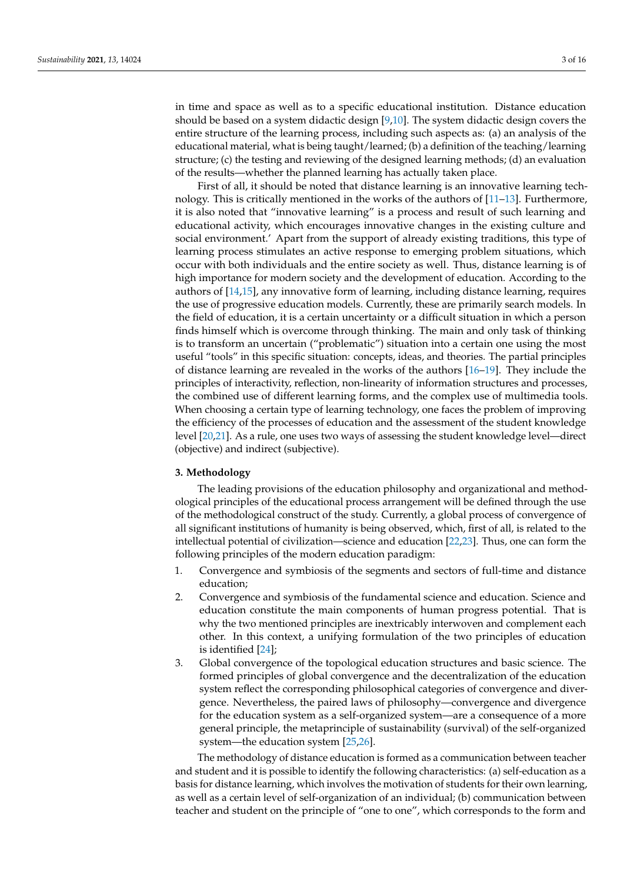in time and space as well as to a specific educational institution. Distance education should be based on a system didactic design [9,10]. The system didactic design covers the entire structure of the learning process, including such aspects as: (a) an analysis of the educational material, what is being taught/learned; (b) a definition of the teaching/learning structure; (c) the testing and reviewing of the designed learning methods; (d) an evaluation of the results—whether the planned learning has actually taken place.

First of all, it should be noted that distance learning is an innovative learning technology. This is critically mentioned in the works of the authors of [11–13]. Furthermore, it is also noted that "innovative learning" is a process and result of such learning and educational activity, which encourages innovative changes in the existing culture and social environment.' Apart from the support of already existing traditions, this type of learning process stimulates an active response to emerging problem situations, which occur with both individuals and the entire society as well. Thus, distance learning is of high importance for modern society and the development of education. According to the authors of [14,15], any innovative form of learning, including distance learning, requires the use of progressive education models. Currently, these are primarily search models. In the field of education, it is a certain uncertainty or a difficult situation in which a person finds himself which is overcome through thinking. The main and only task of thinking is to transform an uncertain ("problematic") situation into a certain one using the most useful "tools" in this specific situation: concepts, ideas, and theories. The partial principles of distance learning are revealed in the works of the authors [16–19]. They include the principles of interactivity, reflection, non-linearity of information structures and processes, the combined use of different learning forms, and the complex use of multimedia tools. When choosing a certain type of learning technology, one faces the problem of improving the efficiency of the processes of education and the assessment of the student knowledge level [20,21]. As a rule, one uses two ways of assessing the student knowledge level—direct (objective) and indirect (subjective).

## 3. Methodology

The leading provisions of the education philosophy and organizational and methodological principles of the educational process arrangement will be defined through the use of the methodological construct of the study. Currently, a global process of convergence of all significant institutions of humanity is being observed, which, first of all, is related to the intellectual potential of civilization—science and education [22,23]. Thus, one can form the following principles of the modern education paradigm:

1. Convergence and symbiosis of the segments and sectors of full-time and distance education;
2. Convergence and symbiosis of the fundamental science and education. Science and education constitute the main components of human progress potential. That is why the two mentioned principles are inextricably interwoven and complement each other. In this context, a unifying formulation of the two principles of education is identified [24];
3. Global convergence of the topological education structures and basic science. The formed principles of global convergence and the decentralization of the education system reflect the corresponding philosophical categories of convergence and divergence. Nevertheless, the paired laws of philosophy—convergence and divergence for the education system as a self-organized system—are a consequence of a more general principle, the metaprinciple of sustainability (survival) of the self-organized system—the education system [25,26].

The methodology of distance education is formed as a communication between teacher and student and it is possible to identify the following characteristics: (a) self-education as a basis for distance learning, which involves the motivation of students for their own learning, as well as a certain level of self-organization of an individual; (b) communication between teacher and student on the principle of "one to one", which corresponds to the form and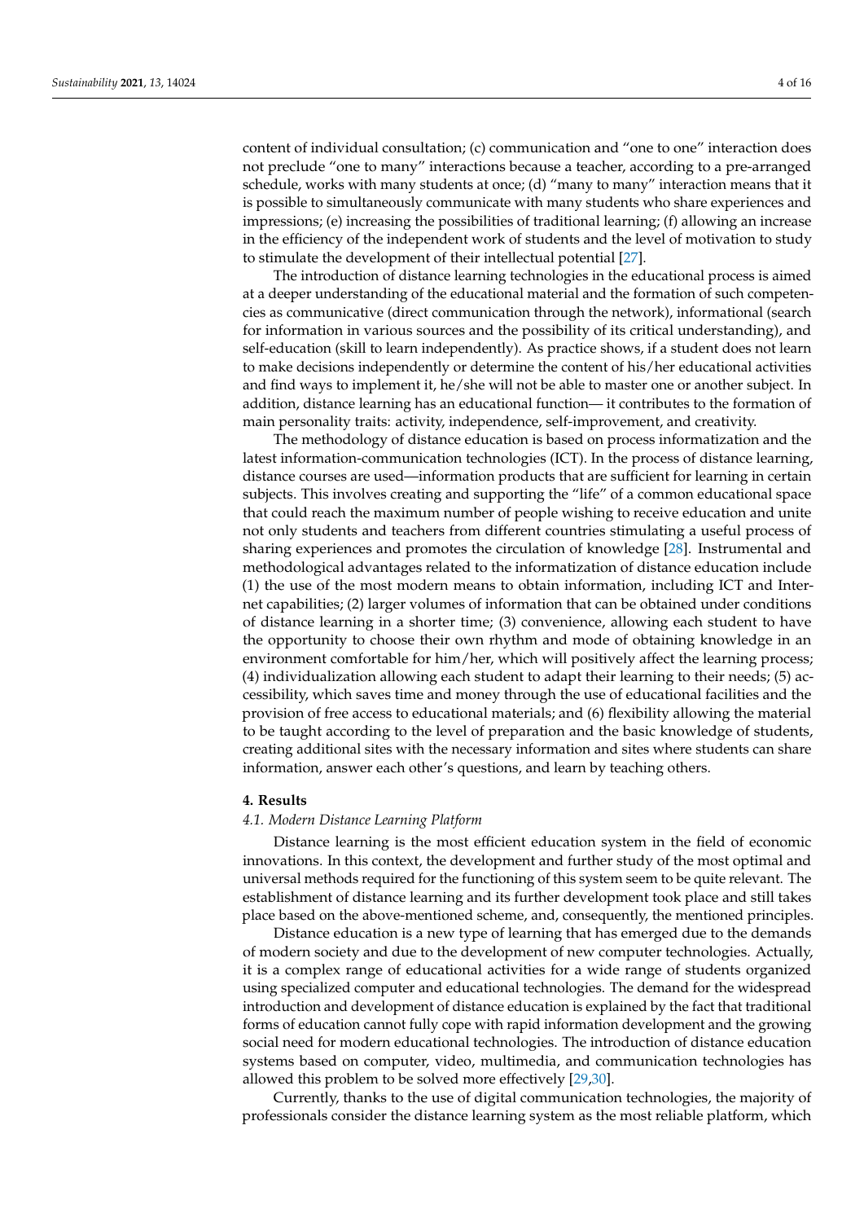content of individual consultation; (c) communication and "one to one" interaction does not preclude "one to many" interactions because a teacher, according to a pre-arranged schedule, works with many students at once; (d) "many to many" interaction means that it is possible to simultaneously communicate with many students who share experiences and impressions; (e) increasing the possibilities of traditional learning; (f) allowing an increase in the efficiency of the independent work of students and the level of motivation to study to stimulate the development of their intellectual potential [27].

The introduction of distance learning technologies in the educational process is aimed at a deeper understanding of the educational material and the formation of such competencies as communicative (direct communication through the network), informational (search for information in various sources and the possibility of its critical understanding), and self-education (skill to learn independently). As practice shows, if a student does not learn to make decisions independently or determine the content of his/her educational activities and find ways to implement it, he/she will not be able to master one or another subject. In addition, distance learning has an educational function— it contributes to the formation of main personality traits: activity, independence, self-improvement, and creativity.

The methodology of distance education is based on process informatization and the latest information-communication technologies (ICT). In the process of distance learning, distance courses are used—information products that are sufficient for learning in certain subjects. This involves creating and supporting the "life" of a common educational space that could reach the maximum number of people wishing to receive education and unite not only students and teachers from different countries stimulating a useful process of sharing experiences and promotes the circulation of knowledge [28]. Instrumental and methodological advantages related to the informatization of distance education include (1) the use of the most modern means to obtain information, including ICT and Internet capabilities; (2) larger volumes of information that can be obtained under conditions of distance learning in a shorter time; (3) convenience, allowing each student to have the opportunity to choose their own rhythm and mode of obtaining knowledge in an environment comfortable for him/her, which will positively affect the learning process; (4) individualization allowing each student to adapt their learning to their needs; (5) accessibility, which saves time and money through the use of educational facilities and the provision of free access to educational materials; and (6) flexibility allowing the material to be taught according to the level of preparation and the basic knowledge of students, creating additional sites with the necessary information and sites where students can share information, answer each other's questions, and learn by teaching others.

## 4. Results

### *4.1. Modern Distance Learning Platform*

Distance learning is the most efficient education system in the field of economic innovations. In this context, the development and further study of the most optimal and universal methods required for the functioning of this system seem to be quite relevant. The establishment of distance learning and its further development took place and still takes place based on the above-mentioned scheme, and, consequently, the mentioned principles.

Distance education is a new type of learning that has emerged due to the demands of modern society and due to the development of new computer technologies. Actually, it is a complex range of educational activities for a wide range of students organized using specialized computer and educational technologies. The demand for the widespread introduction and development of distance education is explained by the fact that traditional forms of education cannot fully cope with rapid information development and the growing social need for modern educational technologies. The introduction of distance education systems based on computer, video, multimedia, and communication technologies has allowed this problem to be solved more effectively [29,30].

Currently, thanks to the use of digital communication technologies, the majority of professionals consider the distance learning system as the most reliable platform, which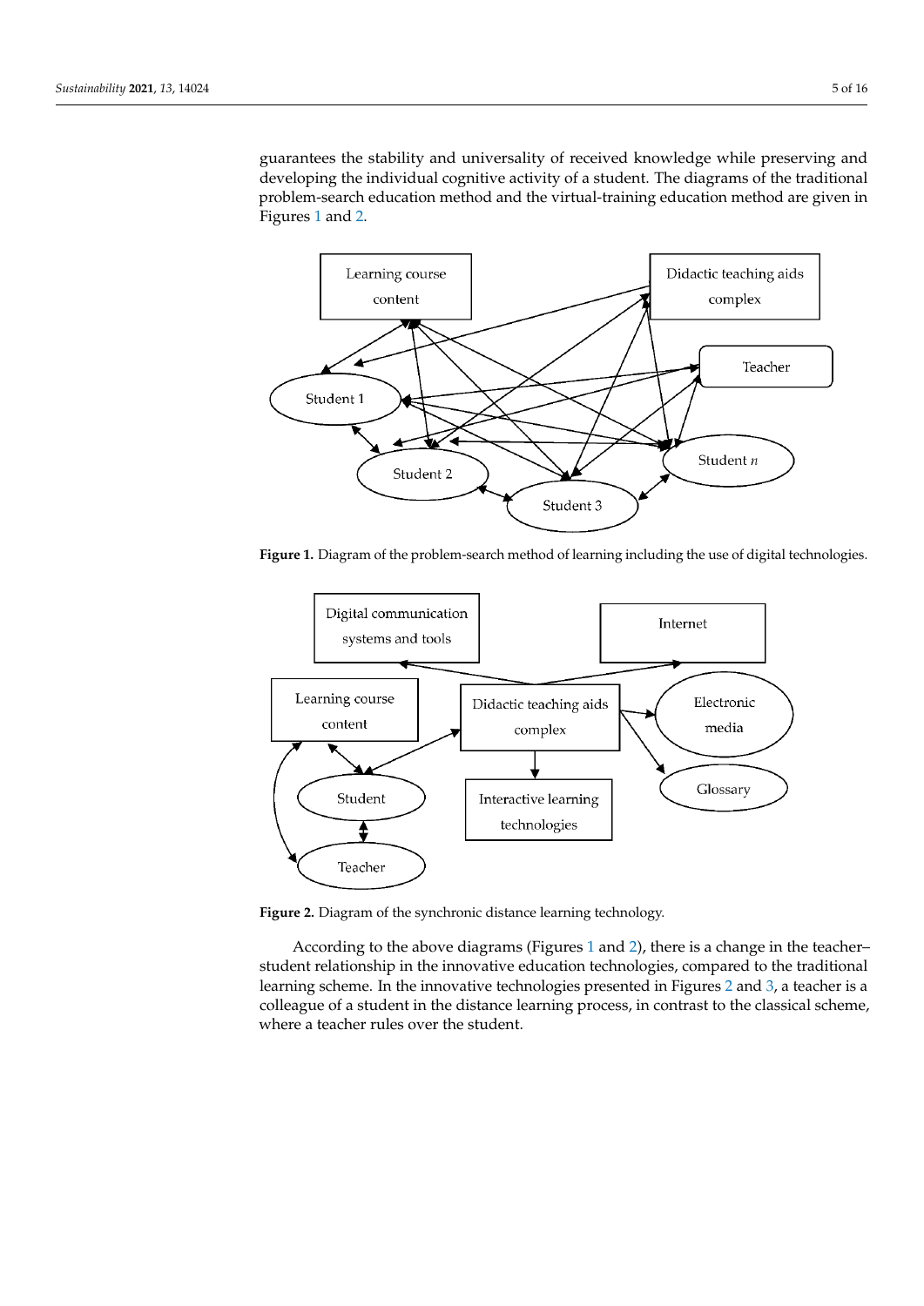guarantees the stability and universality of received knowledge while preserving and developing the individual cognitive activity of a student. The diagrams of the traditional problem-search education method and the virtual-training education method are given in Figures 1 and 2.

**Figure 1.** Diagram of the problem-search method of learning including the use of digital technologies.

**Figure 2.** Diagram of the synchronic distance learning technology.

According to the above diagrams (Figures 1 and 2), there is a change in the teacher–student relationship in the innovative education technologies, compared to the traditional learning scheme. In the innovative technologies presented in Figures 2 and 3, a teacher is a colleague of a student in the distance learning process, in contrast to the classical scheme, where a teacher rules over the student.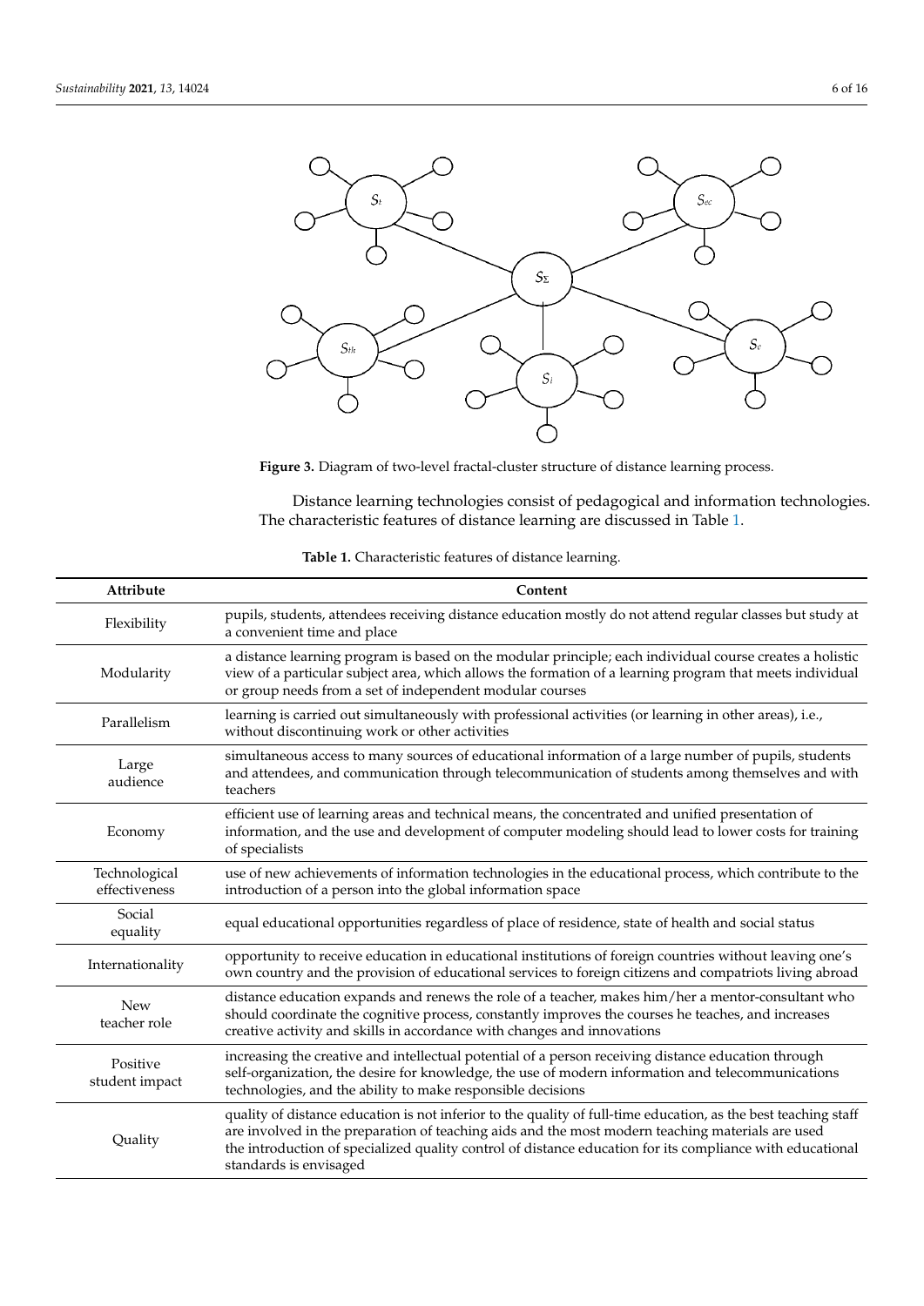**Figure 3.** Diagram of two-level fractal-cluster structure of distance learning process.

Distance learning technologies consist of pedagogical and information technologies. The characteristic features of distance learning are discussed in Table 1.

**Table 1.** Characteristic features of distance learning.

| Attribute | Content |
| --- | --- |
| Flexibility | pupils, students, attendees receiving distance education mostly do not attend regular classes but study at a convenient time and place |
| Modularity | a distance learning program is based on the modular principle; each individual course creates a holistic view of a particular subject area, which allows the formation of a learning program that meets individual or group needs from a set of independent modular courses |
| Parallelism | learning is carried out simultaneously with professional activities (or learning in other areas), i.e., without discontinuing work or other activities |
| Large audience | simultaneous access to many sources of educational information of a large number of pupils, students and attendees, and communication through telecommunication of students among themselves and with teachers |
| Economy | efficient use of learning areas and technical means, the concentrated and unified presentation of information, and the use and development of computer modeling should lead to lower costs for training of specialists |
| Technological effectiveness | use of new achievements of information technologies in the educational process, which contribute to the introduction of a person into the global information space |
| Social equality | equal educational opportunities regardless of place of residence, state of health and social status |
| Internationality | opportunity to receive education in educational institutions of foreign countries without leaving one's own country and the provision of educational services to foreign citizens and compatriots living abroad |
| New teacher role | distance education expands and renews the role of a teacher, makes him/her a mentor-consultant who should coordinate the cognitive process, constantly improves the courses he teaches, and increases creative activity and skills in accordance with changes and innovations |
| Positive student impact | increasing the creative and intellectual potential of a person receiving distance education through self-organization, the desire for knowledge, the use of modern information and telecommunications technologies, and the ability to make responsible decisions |
| Quality | quality of distance education is not inferior to the quality of full-time education, as the best teaching staff are involved in the preparation of teaching aids and the most modern teaching materials are used the introduction of specialized quality control of distance education for its compliance with educational standards is envisaged |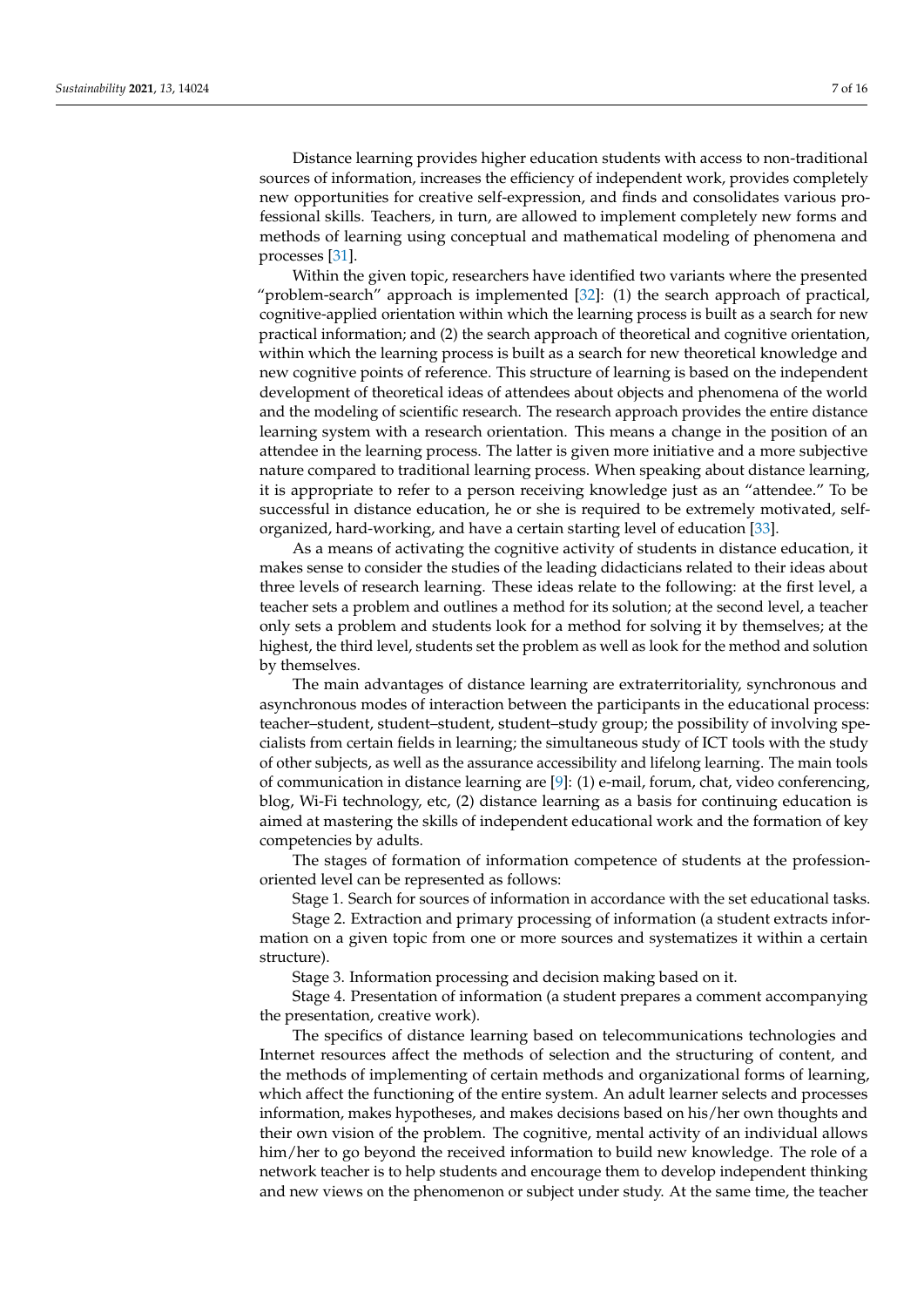Distance learning provides higher education students with access to non-traditional sources of information, increases the efficiency of independent work, provides completely new opportunities for creative self-expression, and finds and consolidates various professional skills. Teachers, in turn, are allowed to implement completely new forms and methods of learning using conceptual and mathematical modeling of phenomena and processes [31].

Within the given topic, researchers have identified two variants where the presented "problem-search" approach is implemented [32]: (1) the search approach of practical, cognitive-applied orientation within which the learning process is built as a search for new practical information; and (2) the search approach of theoretical and cognitive orientation, within which the learning process is built as a search for new theoretical knowledge and new cognitive points of reference. This structure of learning is based on the independent development of theoretical ideas of attendees about objects and phenomena of the world and the modeling of scientific research. The research approach provides the entire distance learning system with a research orientation. This means a change in the position of an attendee in the learning process. The latter is given more initiative and a more subjective nature compared to traditional learning process. When speaking about distance learning, it is appropriate to refer to a person receiving knowledge just as an "attendee." To be successful in distance education, he or she is required to be extremely motivated, self-organized, hard-working, and have a certain starting level of education [33].

As a means of activating the cognitive activity of students in distance education, it makes sense to consider the studies of the leading didacticians related to their ideas about three levels of research learning. These ideas relate to the following: at the first level, a teacher sets a problem and outlines a method for its solution; at the second level, a teacher only sets a problem and students look for a method for solving it by themselves; at the highest, the third level, students set the problem as well as look for the method and solution by themselves.

The main advantages of distance learning are extraterritoriality, synchronous and asynchronous modes of interaction between the participants in the educational process: teacher–student, student–student, student–study group; the possibility of involving specialists from certain fields in learning; the simultaneous study of ICT tools with the study of other subjects, as well as the assurance accessibility and lifelong learning. The main tools of communication in distance learning are [9]: (1) e-mail, forum, chat, video conferencing, blog, Wi-Fi technology, etc, (2) distance learning as a basis for continuing education is aimed at mastering the skills of independent educational work and the formation of key competencies by adults.

The stages of formation of information competence of students at the profession-oriented level can be represented as follows:

Stage 1. Search for sources of information in accordance with the set educational tasks.

Stage 2. Extraction and primary processing of information (a student extracts information on a given topic from one or more sources and systematizes it within a certain structure).

Stage 3. Information processing and decision making based on it.

Stage 4. Presentation of information (a student prepares a comment accompanying the presentation, creative work).

The specifics of distance learning based on telecommunications technologies and Internet resources affect the methods of selection and the structuring of content, and the methods of implementing of certain methods and organizational forms of learning, which affect the functioning of the entire system. An adult learner selects and processes information, makes hypotheses, and makes decisions based on his/her own thoughts and their own vision of the problem. The cognitive, mental activity of an individual allows him/her to go beyond the received information to build new knowledge. The role of a network teacher is to help students and encourage them to develop independent thinking and new views on the phenomenon or subject under study. At the same time, the teacher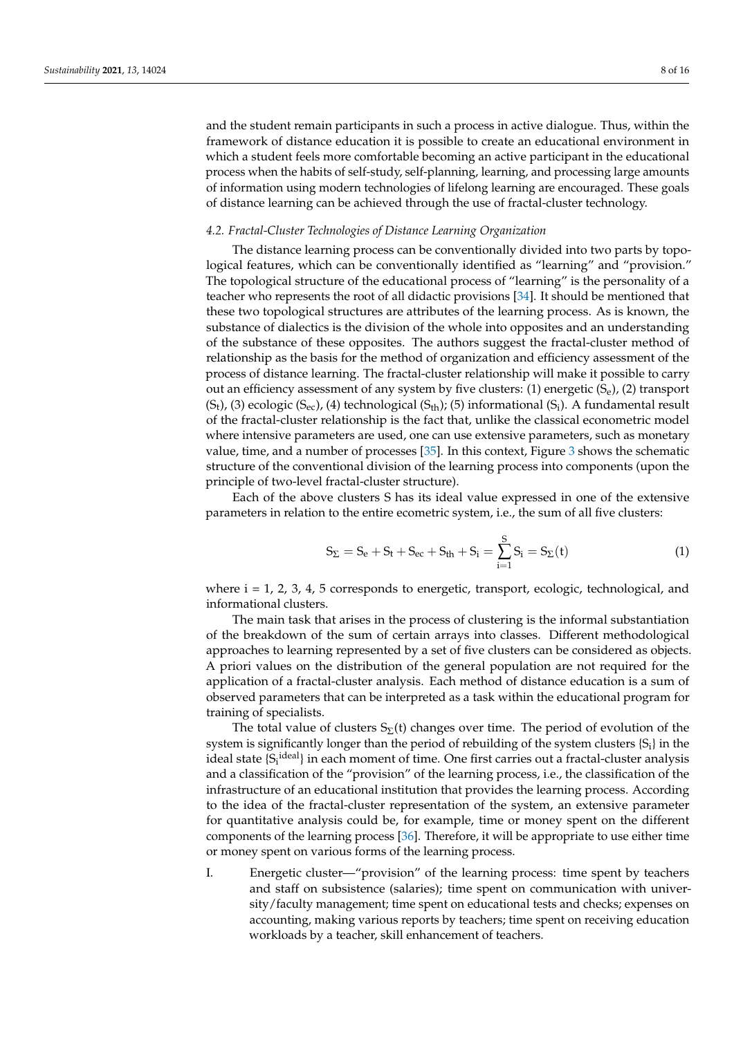and the student remain participants in such a process in active dialogue. Thus, within the framework of distance education it is possible to create an educational environment in which a student feels more comfortable becoming an active participant in the educational process when the habits of self-study, self-planning, learning, and processing large amounts of information using modern technologies of lifelong learning are encouraged. These goals of distance learning can be achieved through the use of fractal-cluster technology.

### *4.2. Fractal-Cluster Technologies of Distance Learning Organization*

The distance learning process can be conventionally divided into two parts by topological features, which can be conventionally identified as "learning" and "provision." The topological structure of the educational process of "learning" is the personality of a teacher who represents the root of all didactic provisions [34]. It should be mentioned that these two topological structures are attributes of the learning process. As is known, the substance of dialectics is the division of the whole into opposites and an understanding of the substance of these opposites. The authors suggest the fractal-cluster method of relationship as the basis for the method of organization and efficiency assessment of the process of distance learning. The fractal-cluster relationship will make it possible to carry out an efficiency assessment of any system by five clusters: (1) energetic ($S_e$), (2) transport ($S_t$), (3) ecologic ($S_{ec}$), (4) technological ($S_{th}$); (5) informational ($S_i$). A fundamental result of the fractal-cluster relationship is the fact that, unlike the classical econometric model where intensive parameters are used, one can use extensive parameters, such as monetary value, time, and a number of processes [35]. In this context, Figure 3 shows the schematic structure of the conventional division of the learning process into components (upon the principle of two-level fractal-cluster structure).

Each of the above clusters S has its ideal value expressed in one of the extensive parameters in relation to the entire ecometric system, i.e., the sum of all five clusters:

$$S_{\Sigma} = S_e + S_t + S_{ec} + S_{th} + S_i = \sum_{i=1}^{S} S_i = S_{\Sigma}(t) \tag{1}$$

where i = 1, 2, 3, 4, 5 corresponds to energetic, transport, ecologic, technological, and informational clusters.

The main task that arises in the process of clustering is the informal substantiation of the breakdown of the sum of certain arrays into classes. Different methodological approaches to learning represented by a set of five clusters can be considered as objects. A priori values on the distribution of the general population are not required for the application of a fractal-cluster analysis. Each method of distance education is a sum of observed parameters that can be interpreted as a task within the educational program for training of specialists.

The total value of clusters $S_{\Sigma}(t)$ changes over time. The period of evolution of the system is significantly longer than the period of rebuilding of the system clusters $\{S_i\}$ in the ideal state $\{S_i^{ideal}\}$ in each moment of time. One first carries out a fractal-cluster analysis and a classification of the "provision" of the learning process, i.e., the classification of the infrastructure of an educational institution that provides the learning process. According to the idea of the fractal-cluster representation of the system, an extensive parameter for quantitative analysis could be, for example, time or money spent on the different components of the learning process [36]. Therefore, it will be appropriate to use either time or money spent on various forms of the learning process.

I. Energetic cluster—"provision" of the learning process: time spent by teachers and staff on subsistence (salaries); time spent on communication with university/faculty management; time spent on educational tests and checks; expenses on accounting, making various reports by teachers; time spent on receiving education workloads by a teacher, skill enhancement of teachers.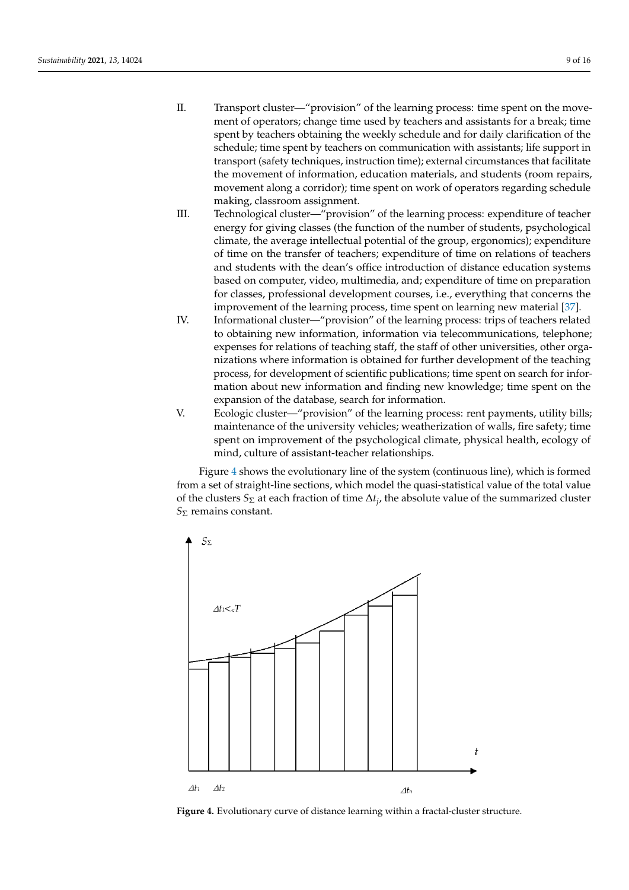II. Transport cluster—"provision" of the learning process: time spent on the movement of operators; change time used by teachers and assistants for a break; time spent by teachers obtaining the weekly schedule and for daily clarification of the schedule; time spent by teachers on communication with assistants; life support in transport (safety techniques, instruction time); external circumstances that facilitate the movement of information, education materials, and students (room repairs, movement along a corridor); time spent on work of operators regarding schedule making, classroom assignment.

III. Technological cluster—"provision" of the learning process: expenditure of teacher energy for giving classes (the function of the number of students, psychological climate, the average intellectual potential of the group, ergonomics); expenditure of time on the transfer of teachers; expenditure of time on relations of teachers and students with the dean's office introduction of distance education systems based on computer, video, multimedia, and; expenditure of time on preparation for classes, professional development courses, i.e., everything that concerns the improvement of the learning process, time spent on learning new material [37].

IV. Informational cluster—"provision" of the learning process: trips of teachers related to obtaining new information, information via telecommunications, telephone; expenses for relations of teaching staff, the staff of other universities, other organizations where information is obtained for further development of the teaching process, for development of scientific publications; time spent on search for information about new information and finding new knowledge; time spent on the expansion of the database, search for information.

V. Ecologic cluster—"provision" of the learning process: rent payments, utility bills; maintenance of the university vehicles; weatherization of walls, fire safety; time spent on improvement of the psychological climate, physical health, ecology of mind, culture of assistant-teacher relationships.

Figure 4 shows the evolutionary line of the system (continuous line), which is formed from a set of straight-line sections, which model the quasi-statistical value of the total value of the clusters $S_{\Sigma}$ at each fraction of time $\Delta t_j$, the absolute value of the summarized cluster $S_{\Sigma}$ remains constant.

**Figure 4.** Evolutionary curve of distance learning within a fractal-cluster structure.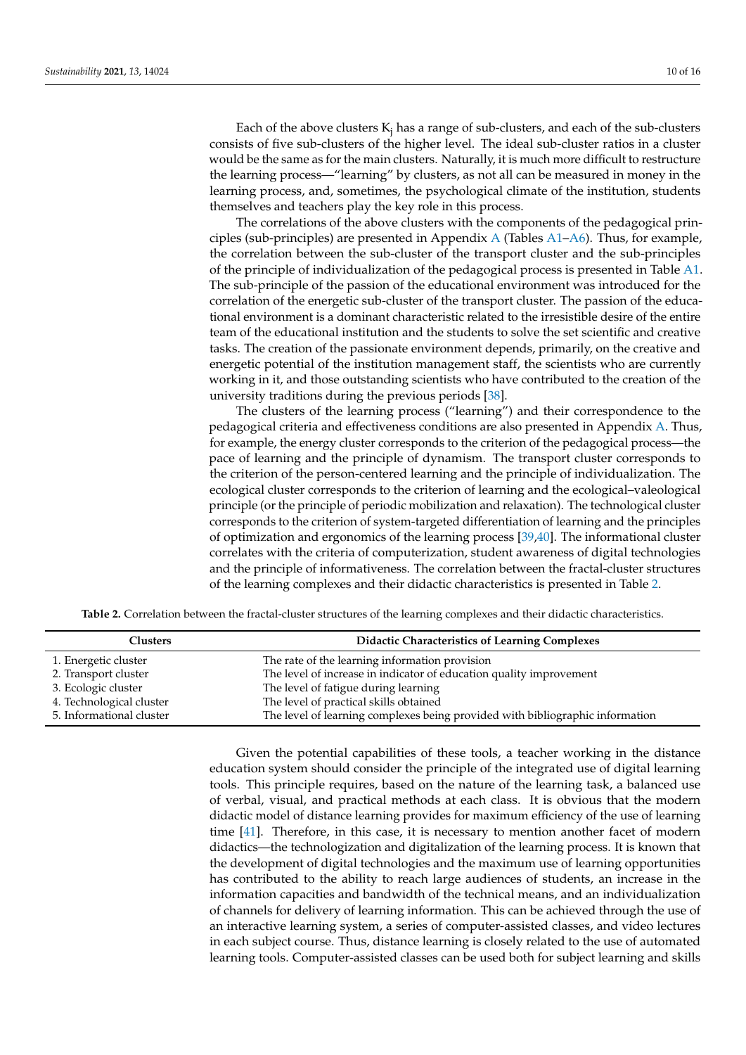Each of the above clusters $K_j$ has a range of sub-clusters, and each of the sub-clusters consists of five sub-clusters of the higher level. The ideal sub-cluster ratios in a cluster would be the same as for the main clusters. Naturally, it is much more difficult to restructure the learning process—"learning" by clusters, as not all can be measured in money in the learning process, and, sometimes, the psychological climate of the institution, students themselves and teachers play the key role in this process.

The correlations of the above clusters with the components of the pedagogical principles (sub-principles) are presented in Appendix A (Tables A1–A6). Thus, for example, the correlation between the sub-cluster of the transport cluster and the sub-principles of the principle of individualization of the pedagogical process is presented in Table A1. The sub-principle of the passion of the educational environment was introduced for the correlation of the energetic sub-cluster of the transport cluster. The passion of the educational environment is a dominant characteristic related to the irresistible desire of the entire team of the educational institution and the students to solve the set scientific and creative tasks. The creation of the passionate environment depends, primarily, on the creative and energetic potential of the institution management staff, the scientists who are currently working in it, and those outstanding scientists who have contributed to the creation of the university traditions during the previous periods [38].

The clusters of the learning process ("learning") and their correspondence to the pedagogical criteria and effectiveness conditions are also presented in Appendix A. Thus, for example, the energy cluster corresponds to the criterion of the pedagogical process—the pace of learning and the principle of dynamism. The transport cluster corresponds to the criterion of the person-centered learning and the principle of individualization. The ecological cluster corresponds to the criterion of learning and the ecological–valeological principle (or the principle of periodic mobilization and relaxation). The technological cluster corresponds to the criterion of system-targeted differentiation of learning and the principles of optimization and ergonomics of the learning process [39,40]. The informational cluster correlates with the criteria of computerization, student awareness of digital technologies and the principle of informativeness. The correlation between the fractal-cluster structures of the learning complexes and their didactic characteristics is presented in Table 2.

**Table 2.** Correlation between the fractal-cluster structures of the learning complexes and their didactic characteristics.

| Clusters | Didactic Characteristics of Learning Complexes |
| --- | --- |
| 1. Energetic cluster | The rate of the learning information provision |
| 2. Transport cluster | The level of increase in indicator of education quality improvement |
| 3. Ecologic cluster | The level of fatigue during learning |
| 4. Technological cluster | The level of practical skills obtained |
| 5. Informational cluster | The level of learning complexes being provided with bibliographic information |

Given the potential capabilities of these tools, a teacher working in the distance education system should consider the principle of the integrated use of digital learning tools. This principle requires, based on the nature of the learning task, a balanced use of verbal, visual, and practical methods at each class. It is obvious that the modern didactic model of distance learning provides for maximum efficiency of the use of learning time [41]. Therefore, in this case, it is necessary to mention another facet of modern didactics—the technologization and digitalization of the learning process. It is known that the development of digital technologies and the maximum use of learning opportunities has contributed to the ability to reach large audiences of students, an increase in the information capacities and bandwidth of the technical means, and an individualization of channels for delivery of learning information. This can be achieved through the use of an interactive learning system, a series of computer-assisted classes, and video lectures in each subject course. Thus, distance learning is closely related to the use of automated learning tools. Computer-assisted classes can be used both for subject learning and skills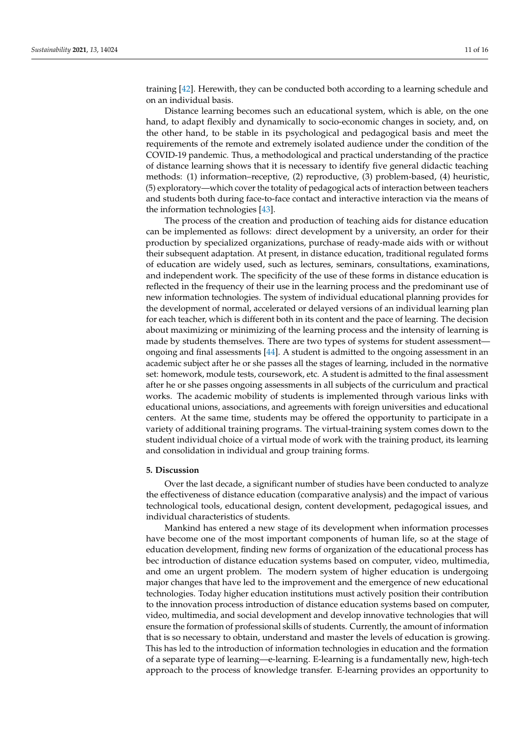training [42]. Herewith, they can be conducted both according to a learning schedule and on an individual basis.

Distance learning becomes such an educational system, which is able, on the one hand, to adapt flexibly and dynamically to socio-economic changes in society, and, on the other hand, to be stable in its psychological and pedagogical basis and meet the requirements of the remote and extremely isolated audience under the condition of the COVID-19 pandemic. Thus, a methodological and practical understanding of the practice of distance learning shows that it is necessary to identify five general didactic teaching methods: (1) information–receptive, (2) reproductive, (3) problem-based, (4) heuristic, (5) exploratory—which cover the totality of pedagogical acts of interaction between teachers and students both during face-to-face contact and interactive interaction via the means of the information technologies [43].

The process of the creation and production of teaching aids for distance education can be implemented as follows: direct development by a university, an order for their production by specialized organizations, purchase of ready-made aids with or without their subsequent adaptation. At present, in distance education, traditional regulated forms of education are widely used, such as lectures, seminars, consultations, examinations, and independent work. The specificity of the use of these forms in distance education is reflected in the frequency of their use in the learning process and the predominant use of new information technologies. The system of individual educational planning provides for the development of normal, accelerated or delayed versions of an individual learning plan for each teacher, which is different both in its content and the pace of learning. The decision about maximizing or minimizing of the learning process and the intensity of learning is made by students themselves. There are two types of systems for student assessment—ongoing and final assessments [44]. A student is admitted to the ongoing assessment in an academic subject after he or she passes all the stages of learning, included in the normative set: homework, module tests, coursework, etc. A student is admitted to the final assessment after he or she passes ongoing assessments in all subjects of the curriculum and practical works. The academic mobility of students is implemented through various links with educational unions, associations, and agreements with foreign universities and educational centers. At the same time, students may be offered the opportunity to participate in a variety of additional training programs. The virtual-training system comes down to the student individual choice of a virtual mode of work with the training product, its learning and consolidation in individual and group training forms.

## 5. Discussion

Over the last decade, a significant number of studies have been conducted to analyze the effectiveness of distance education (comparative analysis) and the impact of various technological tools, educational design, content development, pedagogical issues, and individual characteristics of students.

Mankind has entered a new stage of its development when information processes have become one of the most important components of human life, so at the stage of education development, finding new forms of organization of the educational process has bec introduction of distance education systems based on computer, video, multimedia, and ome an urgent problem. The modern system of higher education is undergoing major changes that have led to the improvement and the emergence of new educational technologies. Today higher education institutions must actively position their contribution to the innovation process introduction of distance education systems based on computer, video, multimedia, and social development and develop innovative technologies that will ensure the formation of professional skills of students. Currently, the amount of information that is so necessary to obtain, understand and master the levels of education is growing. This has led to the introduction of information technologies in education and the formation of a separate type of learning—e-learning. E-learning is a fundamentally new, high-tech approach to the process of knowledge transfer. E-learning provides an opportunity to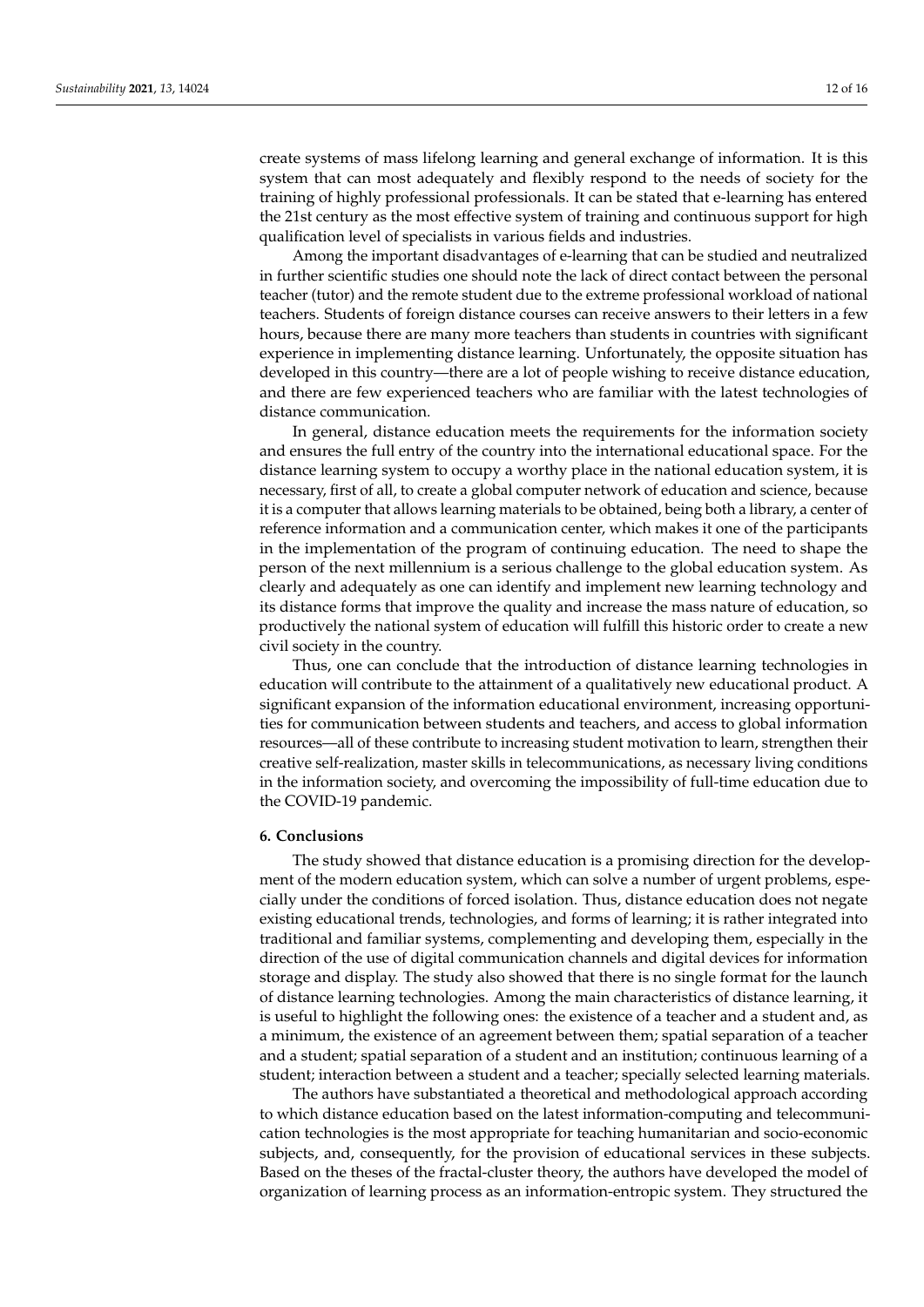create systems of mass lifelong learning and general exchange of information. It is this system that can most adequately and flexibly respond to the needs of society for the training of highly professional professionals. It can be stated that e-learning has entered the 21st century as the most effective system of training and continuous support for high qualification level of specialists in various fields and industries.

Among the important disadvantages of e-learning that can be studied and neutralized in further scientific studies one should note the lack of direct contact between the personal teacher (tutor) and the remote student due to the extreme professional workload of national teachers. Students of foreign distance courses can receive answers to their letters in a few hours, because there are many more teachers than students in countries with significant experience in implementing distance learning. Unfortunately, the opposite situation has developed in this country—there are a lot of people wishing to receive distance education, and there are few experienced teachers who are familiar with the latest technologies of distance communication.

In general, distance education meets the requirements for the information society and ensures the full entry of the country into the international educational space. For the distance learning system to occupy a worthy place in the national education system, it is necessary, first of all, to create a global computer network of education and science, because it is a computer that allows learning materials to be obtained, being both a library, a center of reference information and a communication center, which makes it one of the participants in the implementation of the program of continuing education. The need to shape the person of the next millennium is a serious challenge to the global education system. As clearly and adequately as one can identify and implement new learning technology and its distance forms that improve the quality and increase the mass nature of education, so productively the national system of education will fulfill this historic order to create a new civil society in the country.

Thus, one can conclude that the introduction of distance learning technologies in education will contribute to the attainment of a qualitatively new educational product. A significant expansion of the information educational environment, increasing opportunities for communication between students and teachers, and access to global information resources—all of these contribute to increasing student motivation to learn, strengthen their creative self-realization, master skills in telecommunications, as necessary living conditions in the information society, and overcoming the impossibility of full-time education due to the COVID-19 pandemic.

## 6. Conclusions

The study showed that distance education is a promising direction for the development of the modern education system, which can solve a number of urgent problems, especially under the conditions of forced isolation. Thus, distance education does not negate existing educational trends, technologies, and forms of learning; it is rather integrated into traditional and familiar systems, complementing and developing them, especially in the direction of the use of digital communication channels and digital devices for information storage and display. The study also showed that there is no single format for the launch of distance learning technologies. Among the main characteristics of distance learning, it is useful to highlight the following ones: the existence of a teacher and a student and, as a minimum, the existence of an agreement between them; spatial separation of a teacher and a student; spatial separation of a student and an institution; continuous learning of a student; interaction between a student and a teacher; specially selected learning materials.

The authors have substantiated a theoretical and methodological approach according to which distance education based on the latest information-computing and telecommunication technologies is the most appropriate for teaching humanitarian and socio-economic subjects, and, consequently, for the provision of educational services in these subjects. Based on the theses of the fractal-cluster theory, the authors have developed the model of organization of learning process as an information-entropic system. They structured the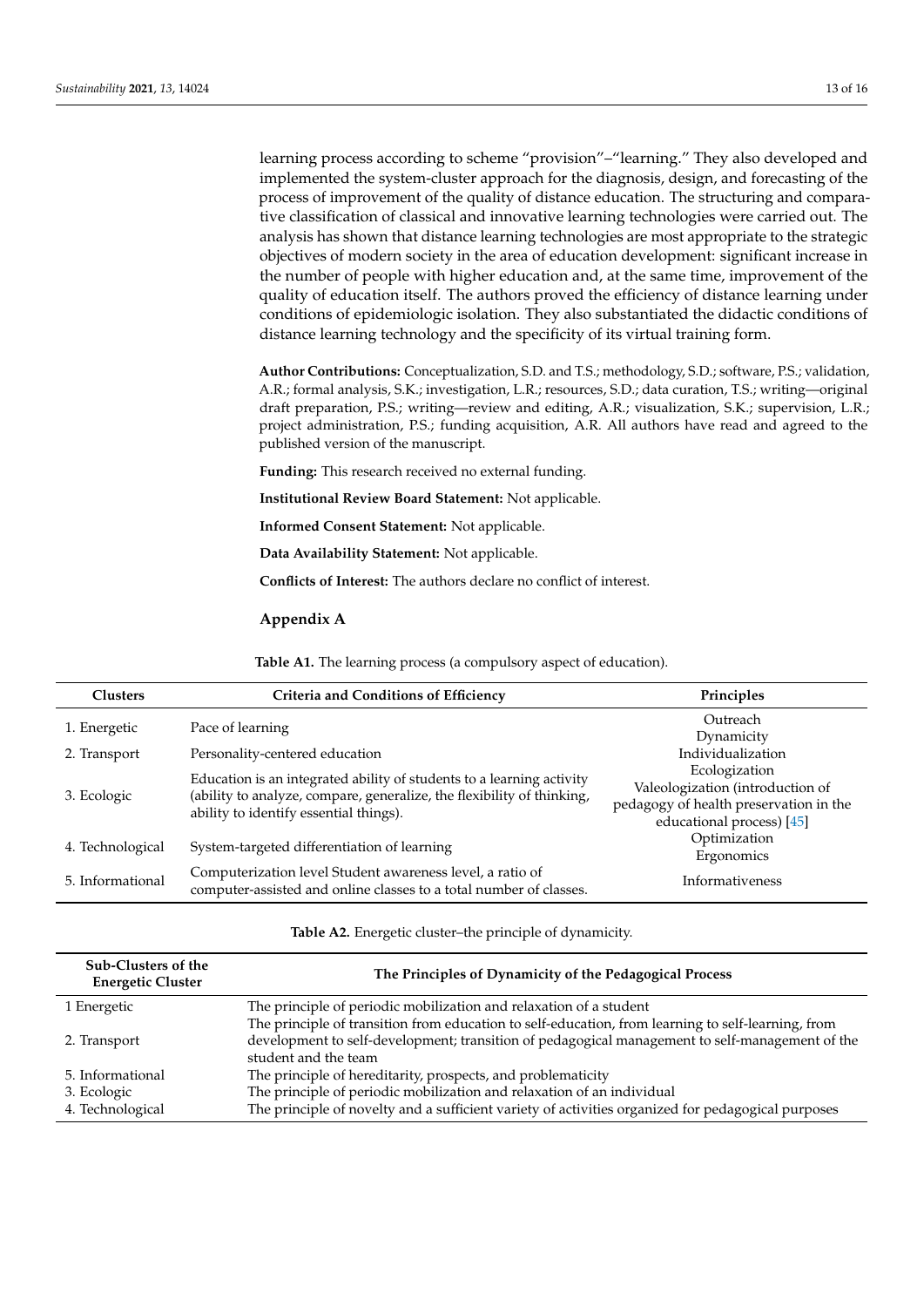learning process according to scheme "provision"–"learning." They also developed and implemented the system-cluster approach for the diagnosis, design, and forecasting of the process of improvement of the quality of distance education. The structuring and comparative classification of classical and innovative learning technologies were carried out. The analysis has shown that distance learning technologies are most appropriate to the strategic objectives of modern society in the area of education development: significant increase in the number of people with higher education and, at the same time, improvement of the quality of education itself. The authors proved the efficiency of distance learning under conditions of epidemiologic isolation. They also substantiated the didactic conditions of distance learning technology and the specificity of its virtual training form.

**Author Contributions:** Conceptualization, S.D. and T.S.; methodology, S.D.; software, P.S.; validation, A.R.; formal analysis, S.K.; investigation, L.R.; resources, S.D.; data curation, T.S.; writing—original draft preparation, P.S.; writing—review and editing, A.R.; visualization, S.K.; supervision, L.R.; project administration, P.S.; funding acquisition, A.R. All authors have read and agreed to the published version of the manuscript.

**Funding:** This research received no external funding.

**Institutional Review Board Statement:** Not applicable.

**Informed Consent Statement:** Not applicable.

**Data Availability Statement:** Not applicable.

**Conflicts of Interest:** The authors declare no conflict of interest.

## Appendix A

**Table A1.** The learning process (a compulsory aspect of education).

| Clusters | Criteria and Conditions of Efficiency | Principles |
|---|---|---|
| 1. Energetic | Pace of learning | Outreach<br>Dynamicity |
| 2. Transport | Personality-centered education | Individualization |
| 3. Ecologic | Education is an integrated ability of students to a learning activity (ability to analyze, compare, generalize, the flexibility of thinking, ability to identify essential things). | Ecologization<br>Valeologization (introduction of pedagogy of health preservation in the educational process) [45] |
| 4. Technological | System-targeted differentiation of learning | Optimization<br>Ergonomics |
| 5. Informational | Computerization level Student awareness level, a ratio of computer-assisted and online classes to a total number of classes. | Informativeness |

**Table A2.** Energetic cluster–the principle of dynamicity.

| Sub-Clusters of the Energetic Cluster | The Principles of Dynamicity of the Pedagogical Process |
|---|---|
| 1 Energetic | The principle of periodic mobilization and relaxation of a student |
| 2. Transport | The principle of transition from education to self-education, from learning to self-learning, from development to self-development; transition of pedagogical management to self-management of the student and the team |
| 5. Informational | The principle of hereditarity, prospects, and problematicity |
| 3. Ecologic | The principle of periodic mobilization and relaxation of an individual |
| 4. Technological | The principle of novelty and a sufficient variety of activities organized for pedagogical purposes |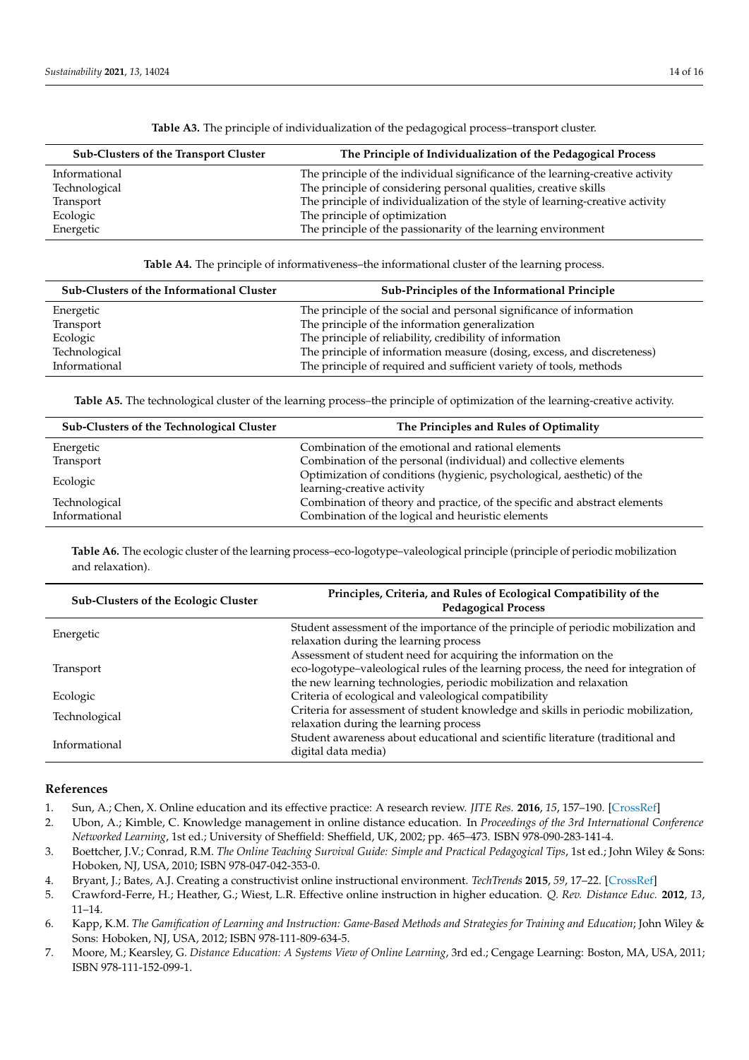**Table A3.** The principle of individualization of the pedagogical process–transport cluster.

| Sub-Clusters of the Transport Cluster | The Principle of Individualization of the Pedagogical Process |
|---|---|
| Informational | The principle of the individual significance of the learning-creative activity |
| Technological | The principle of considering personal qualities, creative skills |
| Transport | The principle of individualization of the style of learning-creative activity |
| Ecologic | The principle of optimization |
| Energetic | The principle of the passionarity of the learning environment |

**Table A4.** The principle of informativeness–the informational cluster of the learning process.

| Sub-Clusters of the Informational Cluster | Sub-Principles of the Informational Principle |
|---|---|
| Energetic | The principle of the social and personal significance of information |
| Transport | The principle of the information generalization |
| Ecologic | The principle of reliability, credibility of information |
| Technological | The principle of information measure (dosing, excess, and discreteness) |
| Informational | The principle of required and sufficient variety of tools, methods |

**Table A5.** The technological cluster of the learning process–the principle of optimization of the learning-creative activity.

| Sub-Clusters of the Technological Cluster | The Principles and Rules of Optimality |
|---|---|
| Energetic | Combination of the emotional and rational elements |
| Transport | Combination of the personal (individual) and collective elements |
| Ecologic | Optimization of conditions (hygienic, psychological, aesthetic) of the learning-creative activity |
| Technological | Combination of theory and practice, of the specific and abstract elements |
| Informational | Combination of the logical and heuristic elements |

**Table A6.** The ecologic cluster of the learning process–eco-logotype–valeological principle (principle of periodic mobilization and relaxation).

| Sub-Clusters of the Ecologic Cluster | Principles, Criteria, and Rules of Ecological Compatibility of the Pedagogical Process |
|---|---|
| Energetic | Student assessment of the importance of the principle of periodic mobilization and relaxation during the learning process |
| Transport | Assessment of student need for acquiring the information on the eco-logotype–valeological rules of the learning process, the need for integration of the new learning technologies, periodic mobilization and relaxation |
| Ecologic | Criteria of ecological and valeological compatibility |
| Technological | Criteria for assessment of student knowledge and skills in periodic mobilization, relaxation during the learning process |
| Informational | Student awareness about educational and scientific literature (traditional and digital data media) |

## References

1. Sun, A.; Chen, X. Online education and its effective practice: A research review. *JITE Res.* **2016**, *15*, 157–190. [CrossRef]
2. Ubon, A.; Kimble, C. Knowledge management in online distance education. In *Proceedings of the 3rd International Conference Networked Learning*, 1st ed.; University of Sheffield: Sheffield, UK, 2002; pp. 465–473. ISBN 978-090-283-141-4.
3. Boettcher, J.V.; Conrad, R.M. *The Online Teaching Survival Guide: Simple and Practical Pedagogical Tips*, 1st ed.; John Wiley & Sons: Hoboken, NJ, USA, 2010; ISBN 978-047-042-353-0.
4. Bryant, J.; Bates, A.J. Creating a constructivist online instructional environment. *TechTrends* **2015**, *59*, 17–22. [CrossRef]
5. Crawford-Ferre, H.; Heather, G.; Wiest, L.R. Effective online instruction in higher education. *Q. Rev. Distance Educ.* **2012**, *13*, 11–14.
6. Kapp, K.M. *The Gamification of Learning and Instruction: Game-Based Methods and Strategies for Training and Education*; John Wiley & Sons: Hoboken, NJ, USA, 2012; ISBN 978-111-809-634-5.
7. Moore, M.; Kearsley, G. *Distance Education: A Systems View of Online Learning*, 3rd ed.; Cengage Learning: Boston, MA, USA, 2011; ISBN 978-111-152-099-1.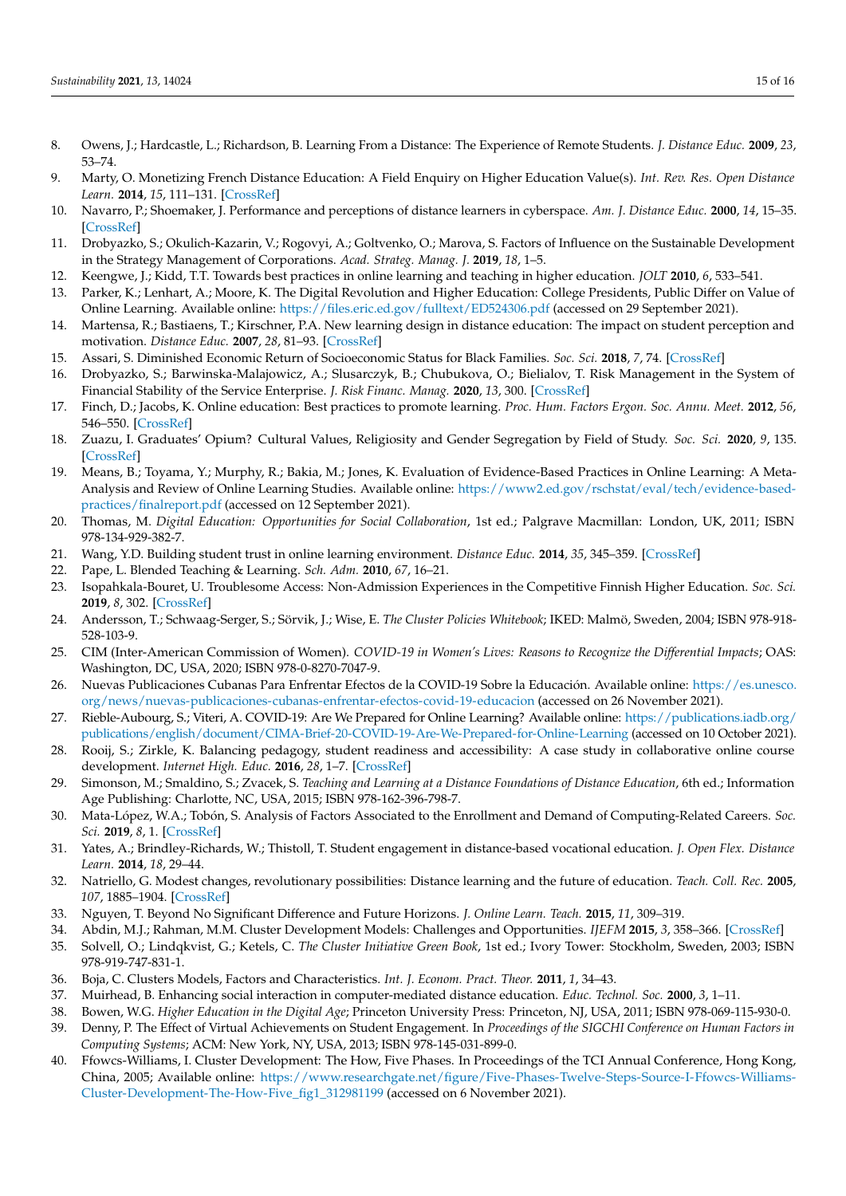8. Owens, J.; Hardcastle, L.; Richardson, B. Learning From a Distance: The Experience of Remote Students. *J. Distance Educ.* **2009**, *23*, 53–74.
9. Marty, O. Monetizing French Distance Education: A Field Enquiry on Higher Education Value(s). *Int. Rev. Res. Open Distance Learn.* **2014**, *15*, 111–131. [CrossRef]
10. Navarro, P.; Shoemaker, J. Performance and perceptions of distance learners in cyberspace. *Am. J. Distance Educ.* **2000**, *14*, 15–35. [CrossRef]
11. Drobyazko, S.; Okulich-Kazarin, V.; Rogovyi, A.; Goltvenko, O.; Marova, S. Factors of Influence on the Sustainable Development in the Strategy Management of Corporations. *Acad. Strateg. Manag. J.* **2019**, *18*, 1–5.
12. Keengwe, J.; Kidd, T.T. Towards best practices in online learning and teaching in higher education. *JOLT* **2010**, *6*, 533–541.
13. Parker, K.; Lenhart, A.; Moore, K. The Digital Revolution and Higher Education: College Presidents, Public Differ on Value of Online Learning. Available online: https://files.eric.ed.gov/fulltext/ED524306.pdf (accessed on 29 September 2021).
14. Martensa, R.; Bastiaens, T.; Kirschner, P.A. New learning design in distance education: The impact on student perception and motivation. *Distance Educ.* **2007**, *28*, 81–93. [CrossRef]
15. Assari, S. Diminished Economic Return of Socioeconomic Status for Black Families. *Soc. Sci.* **2018**, *7*, 74. [CrossRef]
16. Drobyazko, S.; Barwinska-Malajowicz, A.; Slusarczyk, B.; Chubukova, O.; Bielialov, T. Risk Management in the System of Financial Stability of the Service Enterprise. *J. Risk Financ. Manag.* **2020**, *13*, 300. [CrossRef]
17. Finch, D.; Jacobs, K. Online education: Best practices to promote learning. *Proc. Hum. Factors Ergon. Soc. Annu. Meet.* **2012**, *56*, 546–550. [CrossRef]
18. Zuazu, I. Graduates' Opium? Cultural Values, Religiosity and Gender Segregation by Field of Study. *Soc. Sci.* **2020**, *9*, 135. [CrossRef]
19. Means, B.; Toyama, Y.; Murphy, R.; Bakia, M.; Jones, K. Evaluation of Evidence-Based Practices in Online Learning: A Meta-Analysis and Review of Online Learning Studies. Available online: https://www2.ed.gov/rschstat/eval/tech/evidence-based-practices/finalreport.pdf (accessed on 12 September 2021).
20. Thomas, M. *Digital Education: Opportunities for Social Collaboration*, 1st ed.; Palgrave Macmillan: London, UK, 2011; ISBN 978-134-929-382-7.
21. Wang, Y.D. Building student trust in online learning environment. *Distance Educ.* **2014**, *35*, 345–359. [CrossRef]
22. Pape, L. Blended Teaching & Learning. *Sch. Adm.* **2010**, *67*, 16–21.
23. Isopahkala-Bouret, U. Troublesome Access: Non-Admission Experiences in the Competitive Finnish Higher Education. *Soc. Sci.* **2019**, *8*, 302. [CrossRef]
24. Andersson, T.; Schwaag-Serger, S.; Sörvik, J.; Wise, E. *The Cluster Policies Whitebook*; IKED: Malmö, Sweden, 2004; ISBN 978-918-528-103-9.
25. CIM (Inter-American Commission of Women). *COVID-19 in Women's Lives: Reasons to Recognize the Differential Impacts*; OAS: Washington, DC, USA, 2020; ISBN 978-0-8270-7047-9.
26. Nuevas Publicaciones Cubanas Para Enfrentar Efectos de la COVID-19 Sobre la Educación. Available online: https://es.unesco.org/news/nuevas-publicaciones-cubanas-enfrentar-efectos-covid-19-educacion (accessed on 26 November 2021).
27. Rieble-Aubourg, S.; Viteri, A. COVID-19: Are We Prepared for Online Learning? Available online: https://publications.iadb.org/publications/english/document/CIMA-Brief-20-COVID-19-Are-We-Prepared-for-Online-Learning (accessed on 10 October 2021).
28. Rooij, S.; Zirkle, K. Balancing pedagogy, student readiness and accessibility: A case study in collaborative online course development. *Internet High. Educ.* **2016**, *28*, 1–7. [CrossRef]
29. Simonson, M.; Smaldino, S.; Zvacek, S. *Teaching and Learning at a Distance Foundations of Distance Education*, 6th ed.; Information Age Publishing: Charlotte, NC, USA, 2015; ISBN 978-162-396-798-7.
30. Mata-López, W.A.; Tobón, S. Analysis of Factors Associated to the Enrollment and Demand of Computing-Related Careers. *Soc. Sci.* **2019**, *8*, 1. [CrossRef]
31. Yates, A.; Brindley-Richards, W.; Thistoll, T. Student engagement in distance-based vocational education. *J. Open Flex. Distance Learn.* **2014**, *18*, 29–44.
32. Natriello, G. Modest changes, revolutionary possibilities: Distance learning and the future of education. *Teach. Coll. Rec.* **2005**, *107*, 1885–1904. [CrossRef]
33. Nguyen, T. Beyond No Significant Difference and Future Horizons. *J. Online Learn. Teach.* **2015**, *11*, 309–319.
34. Abdin, M.J.; Rahman, M.M. Cluster Development Models: Challenges and Opportunities. *IJEFM* **2015**, *3*, 358–366. [CrossRef]
35. Solvell, O.; Lindqkvist, G.; Ketels, C. *The Cluster Initiative Green Book*, 1st ed.; Ivory Tower: Stockholm, Sweden, 2003; ISBN 978-919-747-831-1.
36. Boja, C. Clusters Models, Factors and Characteristics. *Int. J. Econom. Pract. Theor.* **2011**, *1*, 34–43.
37. Muirhead, B. Enhancing social interaction in computer-mediated distance education. *Educ. Technol. Soc.* **2000**, *3*, 1–11.
38. Bowen, W.G. *Higher Education in the Digital Age*; Princeton University Press: Princeton, NJ, USA, 2011; ISBN 978-069-115-930-0.
39. Denny, P. The Effect of Virtual Achievements on Student Engagement. In *Proceedings of the SIGCHI Conference on Human Factors in Computing Systems*; ACM: New York, NY, USA, 2013; ISBN 978-145-031-899-0.
40. Ffowcs-Williams, I. Cluster Development: The How, Five Phases. In Proceedings of the TCI Annual Conference, Hong Kong, China, 2005; Available online: https://www.researchgate.net/figure/Five-Phases-Twelve-Steps-Source-I-Ffowcs-Williams-Cluster-Development-The-How-Five_fig1_312981199 (accessed on 6 November 2021).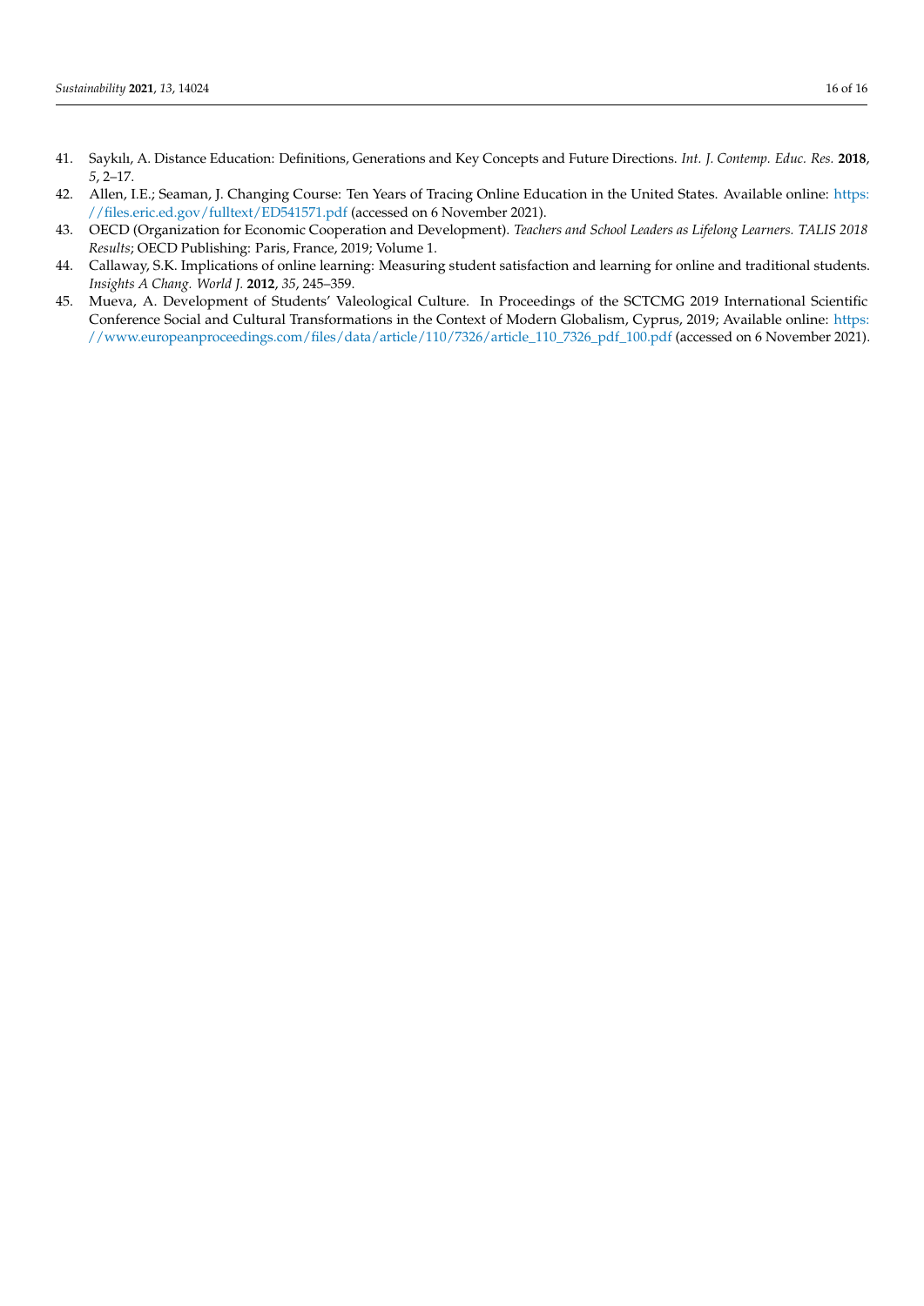41. Saykılı, A. Distance Education: Definitions, Generations and Key Concepts and Future Directions. *Int. J. Contemp. Educ. Res.* **2018**, *5*, 2–17.
42. Allen, I.E.; Seaman, J. Changing Course: Ten Years of Tracing Online Education in the United States. Available online: https://files.eric.ed.gov/fulltext/ED541571.pdf (accessed on 6 November 2021).
43. OECD (Organization for Economic Cooperation and Development). *Teachers and School Leaders as Lifelong Learners. TALIS 2018 Results*; OECD Publishing: Paris, France, 2019; Volume 1.
44. Callaway, S.K. Implications of online learning: Measuring student satisfaction and learning for online and traditional students. *Insights A Chang. World J.* **2012**, *35*, 245–359.
45. Mueva, A. Development of Students' Valeological Culture. In Proceedings of the SCTCMG 2019 International Scientific Conference Social and Cultural Transformations in the Context of Modern Globalism, Cyprus, 2019; Available online: https://www.europeanproceedings.com/files/data/article/110/7326/article_110_7326_pdf_100.pdf (accessed on 6 November 2021).